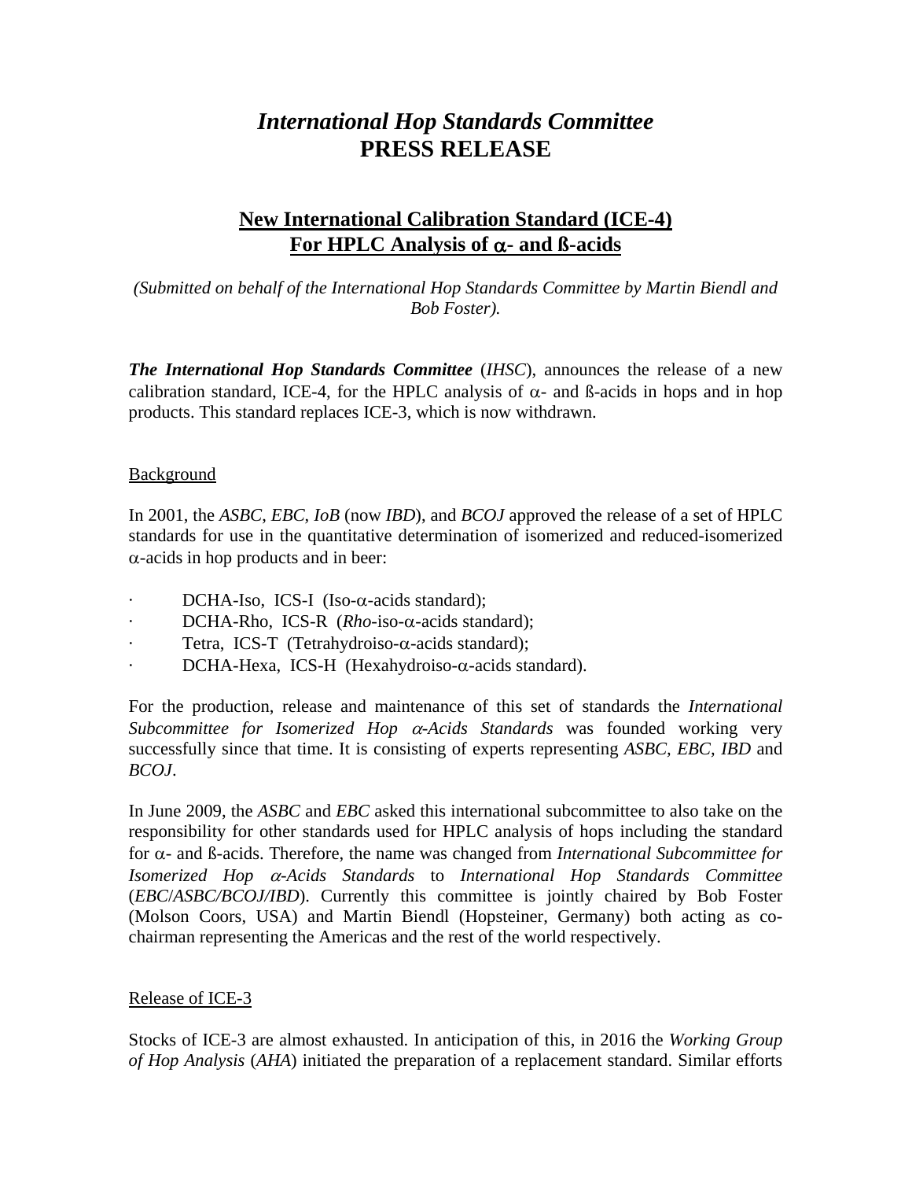# *International Hop Standards Committee*
# PRESS RELEASE

## New International Calibration Standard (ICE-4) For HPLC Analysis of α- and ß-acids

*(Submitted on behalf of the International Hop Standards Committee by Martin Biendl and Bob Foster).*

***The International Hop Standards Committee*** (*IHSC*), announces the release of a new calibration standard, ICE-4, for the HPLC analysis of α- and ß-acids in hops and in hop products. This standard replaces ICE-3, which is now withdrawn.

### Background

In 2001, the *ASBC*, *EBC*, *IoB* (now *IBD*), and *BCOJ* approved the release of a set of HPLC standards for use in the quantitative determination of isomerized and reduced-isomerized α-acids in hop products and in beer:

- DCHA-Iso, ICS-I (Iso-α-acids standard);
- DCHA-Rho, ICS-R (*Rho*-iso-α-acids standard);
- Tetra, ICS-T (Tetrahydroiso-α-acids standard);
- DCHA-Hexa, ICS-H (Hexahydroiso-α-acids standard).

For the production, release and maintenance of this set of standards the *International Subcommittee for Isomerized Hop α-Acids Standards* was founded working very successfully since that time. It is consisting of experts representing *ASBC*, *EBC*, *IBD* and *BCOJ*.

In June 2009, the *ASBC* and *EBC* asked this international subcommittee to also take on the responsibility for other standards used for HPLC analysis of hops including the standard for α- and ß-acids. Therefore, the name was changed from *International Subcommittee for Isomerized Hop α-Acids Standards* to *International Hop Standards Committee* (*EBC/ASBC/BCOJ/IBD*). Currently this committee is jointly chaired by Bob Foster (Molson Coors, USA) and Martin Biendl (Hopsteiner, Germany) both acting as co-chairman representing the Americas and the rest of the world respectively.

### Release of ICE-3

Stocks of ICE-3 are almost exhausted. In anticipation of this, in 2016 the *Working Group of Hop Analysis* (*AHA*) initiated the preparation of a replacement standard. Similar efforts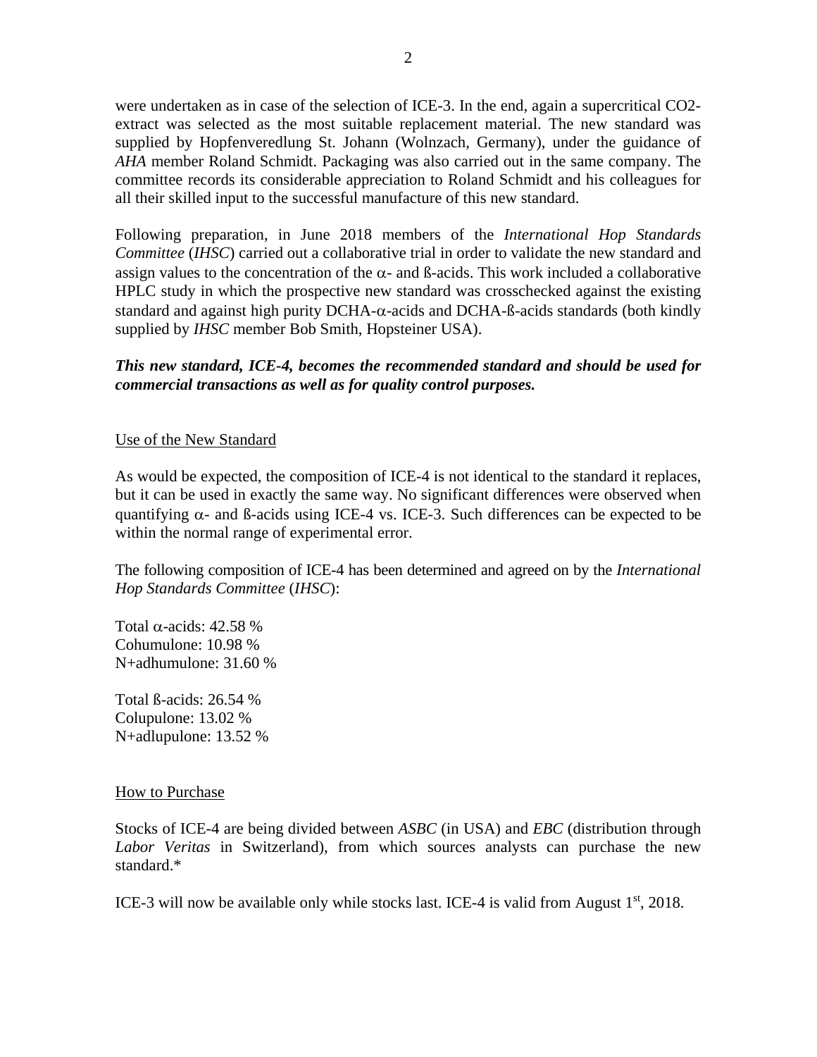were undertaken as in case of the selection of ICE-3. In the end, again a supercritical CO2-extract was selected as the most suitable replacement material. The new standard was supplied by Hopfenveredlung St. Johann (Wolnzach, Germany), under the guidance of *AHA* member Roland Schmidt. Packaging was also carried out in the same company. The committee records its considerable appreciation to Roland Schmidt and his colleagues for all their skilled input to the successful manufacture of this new standard.

Following preparation, in June 2018 members of the *International Hop Standards Committee* (*IHSC*) carried out a collaborative trial in order to validate the new standard and assign values to the concentration of the $\alpha$- and ß-acids. This work included a collaborative HPLC study in which the prospective new standard was crosschecked against the existing standard and against high purity DCHA-$\alpha$-acids and DCHA-ß-acids standards (both kindly supplied by *IHSC* member Bob Smith, Hopsteiner USA).

***This new standard, ICE-4, becomes the recommended standard and should be used for commercial transactions as well as for quality control purposes.***

## Use of the New Standard

As would be expected, the composition of ICE-4 is not identical to the standard it replaces, but it can be used in exactly the same way. No significant differences were observed when quantifying $\alpha$- and ß-acids using ICE-4 vs. ICE-3. Such differences can be expected to be within the normal range of experimental error.

The following composition of ICE-4 has been determined and agreed on by the *International Hop Standards Committee* (*IHSC*):

Total $\alpha$-acids: 42.58 %
Cohumulone: 10.98 %
N+adhumulone: 31.60 %

Total ß-acids: 26.54 %
Colupulone: 13.02 %
N+adlupulone: 13.52 %

## How to Purchase

Stocks of ICE-4 are being divided between *ASBC* (in USA) and *EBC* (distribution through *Labor Veritas* in Switzerland), from which sources analysts can purchase the new standard.*

ICE-3 will now be available only while stocks last. ICE-4 is valid from August 1st, 2018.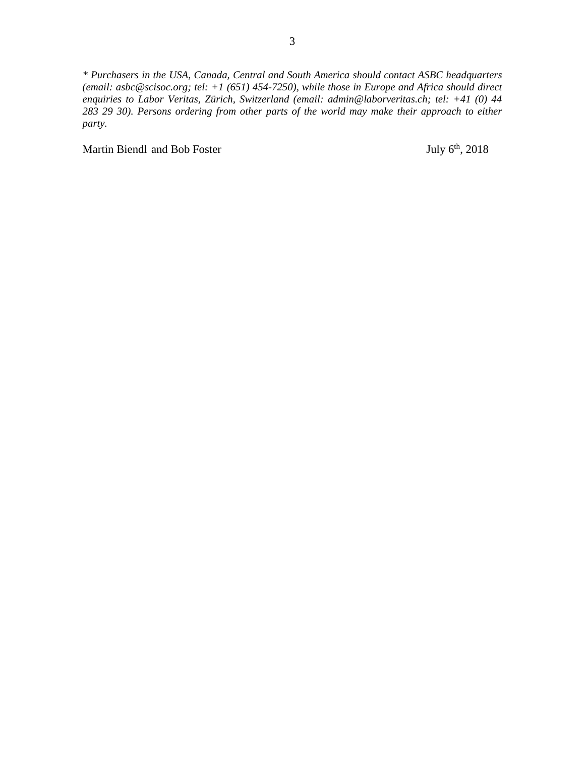*\* Purchasers in the USA, Canada, Central and South America should contact ASBC headquarters (email: asbc@scisoc.org; tel: +1 (651) 454-7250), while those in Europe and Africa should direct enquiries to Labor Veritas, Zürich, Switzerland (email: admin@laborveritas.ch; tel: +41 (0) 44 283 29 30). Persons ordering from other parts of the world may make their approach to either party.*

Martin Biendl and Bob Foster July 6th, 2018